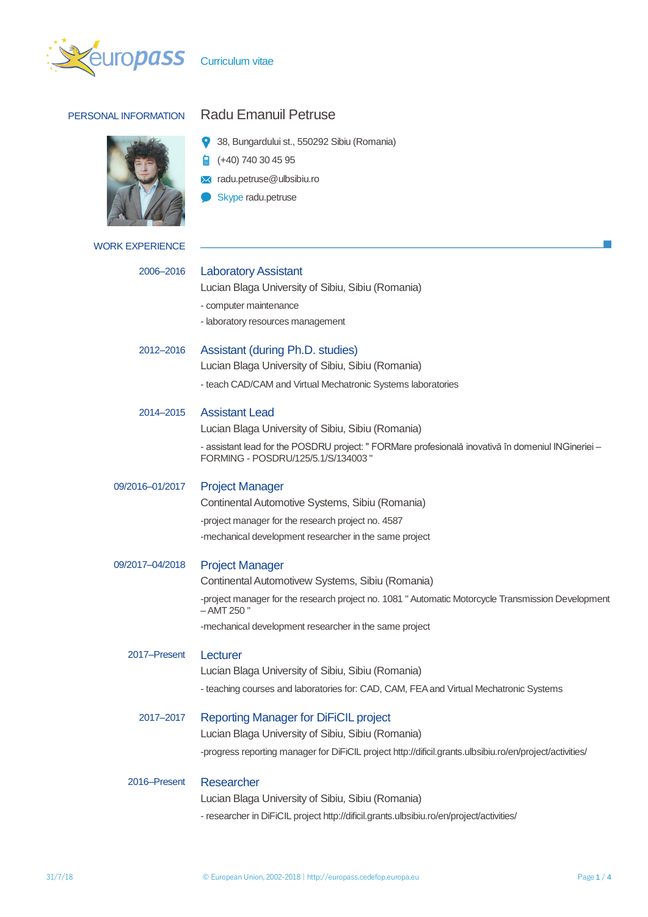Curriculum vitae

## PERSONAL INFORMATION

# Radu Emanuil Petruse

38, Bungardului st., 550292 Sibiu (Romania)

(+40) 740 30 45 95

radu.petruse@ulbsibiu.ro

Skype radu.petruse

## WORK EXPERIENCE

**2006–2016**

### Laboratory Assistant

Lucian Blaga University of Sibiu, Sibiu (Romania)

- computer maintenance

- laboratory resources management

**2012–2016**

### Assistant (during Ph.D. studies)

Lucian Blaga University of Sibiu, Sibiu (Romania)

- teach CAD/CAM and Virtual Mechatronic Systems laboratories

**2014–2015**

### Assistant Lead

Lucian Blaga University of Sibiu, Sibiu (Romania)

- assistant lead for the POSDRU project: " FORMare profesională inovativă în domeniul INGineriei – FORMING - POSDRU/125/5.1/S/134003 "

**09/2016–01/2017**

### Project Manager

Continental Automotive Systems, Sibiu (Romania)

-project manager for the research project no. 4587

-mechanical development researcher in the same project

**09/2017–04/2018**

### Project Manager

Continental Automotivew Systems, Sibiu (Romania)

-project manager for the research project no. 1081 " Automatic Motorcycle Transmission Development – AMT 250 "

-mechanical development researcher in the same project

**2017–Present**

### Lecturer

Lucian Blaga University of Sibiu, Sibiu (Romania)

- teaching courses and laboratories for: CAD, CAM, FEA and Virtual Mechatronic Systems

**2017–2017**

### Reporting Manager for DiFiCIL project

Lucian Blaga University of Sibiu, Sibiu (Romania)

-progress reporting manager for DiFiCIL project http://dificil.grants.ulbsibiu.ro/en/project/activities/

**2016–Present**

### Researcher

Lucian Blaga University of Sibiu, Sibiu (Romania)

- researcher in DiFiCIL project http://dificil.grants.ulbsibiu.ro/en/project/activities/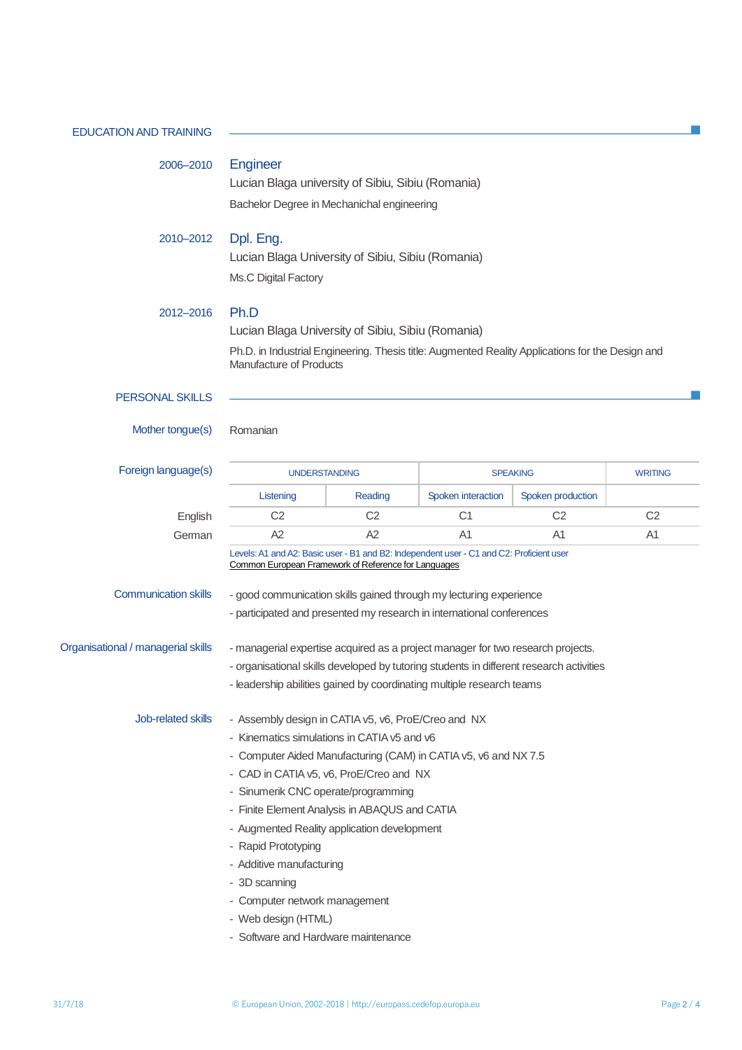## EDUCATION AND TRAINING

**2006–2010**

### Engineer

Lucian Blaga university of Sibiu, Sibiu (Romania)

Bachelor Degree in Mechanichal engineering

**2010–2012**

### Dpl. Eng.

Lucian Blaga University of Sibiu, Sibiu (Romania)

Ms.C Digital Factory

**2012–2016**

### Ph.D

Lucian Blaga University of Sibiu, Sibiu (Romania)

Ph.D. in Industrial Engineering. Thesis title: Augmented Reality Applications for the Design and Manufacture of Products

## PERSONAL SKILLS

**Mother tongue(s)**

Romanian

**Foreign language(s)**

| | UNDERSTANDING | | SPEAKING | | WRITING |
|---|---|---|---|---|---|
| | Listening | Reading | Spoken interaction | Spoken production | |
| English | C2 | C2 | C1 | C2 | C2 |
| German | A2 | A2 | A1 | A1 | A1 |

Levels: A1 and A2: Basic user - B1 and B2: Independent user - C1 and C2: Proficient user
Common European Framework of Reference for Languages

**Communication skills**

- good communication skills gained through my lecturing experience
- participated and presented my research in international conferences

**Organisational / managerial skills**

- managerial expertise acquired as a project manager for two research projects.
- organisational skills developed by tutoring students in different research activities
- leadership abilities gained by coordinating multiple research teams

**Job-related skills**

- Assembly design in CATIA v5, v6, ProE/Creo and NX
- Kinematics simulations in CATIA v5 and v6
- Computer Aided Manufacturing (CAM) in CATIA v5, v6 and NX 7.5
- CAD in CATIA v5, v6, ProE/Creo and NX
- Sinumerik CNC operate/programming
- Finite Element Analysis in ABAQUS and CATIA
- Augmented Reality application development
- Rapid Prototyping
- Additive manufacturing
- 3D scanning
- Computer network management
- Web design (HTML)
- Software and Hardware maintenance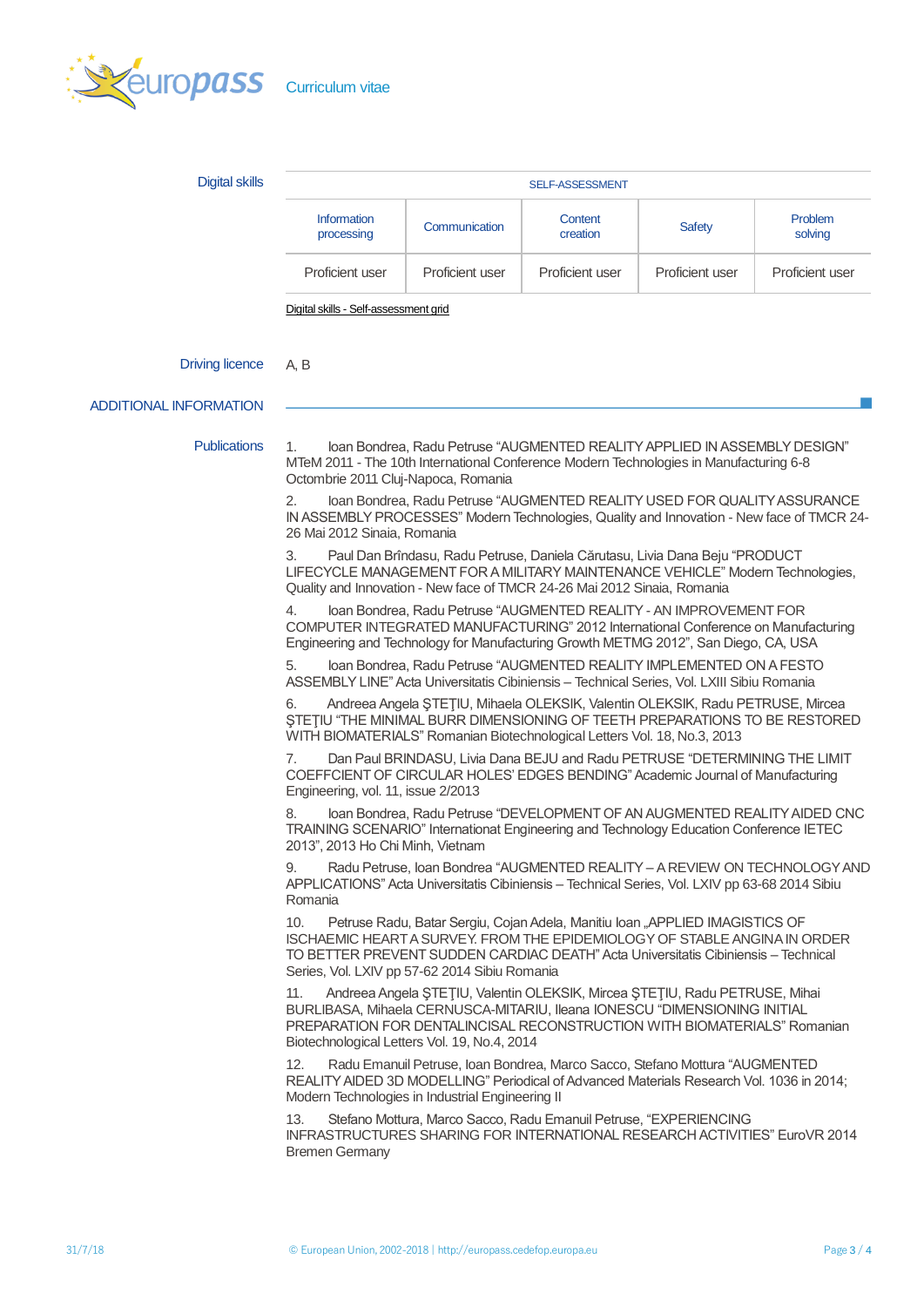Curriculum vitae

**Digital skills**

| SELF-ASSESSMENT | | | | |
|---|---|---|---|---|
| Information processing | Communication | Content creation | Safety | Problem solving |
| Proficient user | Proficient user | Proficient user | Proficient user | Proficient user |

Digital skills - Self-assessment grid

**Driving licence** A, B

## ADDITIONAL INFORMATION

**Publications**

1. Ioan Bondrea, Radu Petruse “AUGMENTED REALITY APPLIED IN ASSEMBLY DESIGN” MTeM 2011 - The 10th International Conference Modern Technologies in Manufacturing 6-8 Octombrie 2011 Cluj-Napoca, Romania

2. Ioan Bondrea, Radu Petruse “AUGMENTED REALITY USED FOR QUALITY ASSURANCE IN ASSEMBLY PROCESSES” Modern Technologies, Quality and Innovation - New face of TMCR 24-26 Mai 2012 Sinaia, Romania

3. Paul Dan Brîndasu, Radu Petruse, Daniela Cărutasu, Livia Dana Beju “PRODUCT LIFECYCLE MANAGEMENT FOR A MILITARY MAINTENANCE VEHICLE” Modern Technologies, Quality and Innovation - New face of TMCR 24-26 Mai 2012 Sinaia, Romania

4. Ioan Bondrea, Radu Petruse “AUGMENTED REALITY - AN IMPROVEMENT FOR COMPUTER INTEGRATED MANUFACTURING” 2012 International Conference on Manufacturing Engineering and Technology for Manufacturing Growth METMG 2012”, San Diego, CA, USA

5. Ioan Bondrea, Radu Petruse “AUGMENTED REALITY IMPLEMENTED ON A FESTO ASSEMBLY LINE” Acta Universitatis Cibiniensis – Technical Series, Vol. LXIII Sibiu Romania

6. Andreea Angela ŞTEŢIU, Mihaela OLEKSIK, Valentin OLEKSIK, Radu PETRUSE, Mircea ŞTEŢIU “THE MINIMAL BURR DIMENSIONING OF TEETH PREPARATIONS TO BE RESTORED WITH BIOMATERIALS” Romanian Biotechnological Letters Vol. 18, No.3, 2013

7. Dan Paul BRINDASU, Livia Dana BEJU and Radu PETRUSE “DETERMINING THE LIMIT COEFFCIENT OF CIRCULAR HOLES' EDGES BENDING” Academic Journal of Manufacturing Engineering, vol. 11, issue 2/2013

8. Ioan Bondrea, Radu Petruse “DEVELOPMENT OF AN AUGMENTED REALITY AIDED CNC TRAINING SCENARIO” Internationat Engineering and Technology Education Conference IETEC 2013”, 2013 Ho Chi Minh, Vietnam

9. Radu Petruse, Ioan Bondrea “AUGMENTED REALITY – A REVIEW ON TECHNOLOGY AND APPLICATIONS” Acta Universitatis Cibiniensis – Technical Series, Vol. LXIV pp 63-68 2014 Sibiu Romania

10. Petruse Radu, Batar Sergiu, Cojan Adela, Manitiu Ioan „APPLIED IMAGISTICS OF ISCHAEMIC HEART A SURVEY. FROM THE EPIDEMIOLOGY OF STABLE ANGINA IN ORDER TO BETTER PREVENT SUDDEN CARDIAC DEATH” Acta Universitatis Cibiniensis – Technical Series, Vol. LXIV pp 57-62 2014 Sibiu Romania

11. Andreea Angela ŞTEŢIU, Valentin OLEKSIK, Mircea ŞTEŢIU, Radu PETRUSE, Mihai BURLIBASA, Mihaela CERNUSCA-MITARIU, Ileana IONESCU “DIMENSIONING INITIAL PREPARATION FOR DENTALINCISAL RECONSTRUCTION WITH BIOMATERIALS” Romanian Biotechnological Letters Vol. 19, No.4, 2014

12. Radu Emanuil Petruse, Ioan Bondrea, Marco Sacco, Stefano Mottura “AUGMENTED REALITY AIDED 3D MODELLING” Periodical of Advanced Materials Research Vol. 1036 in 2014; Modern Technologies in Industrial Engineering II

13. Stefano Mottura, Marco Sacco, Radu Emanuil Petruse, “EXPERIENCING INFRASTRUCTURES SHARING FOR INTERNATIONAL RESEARCH ACTIVITIES” EuroVR 2014 Bremen Germany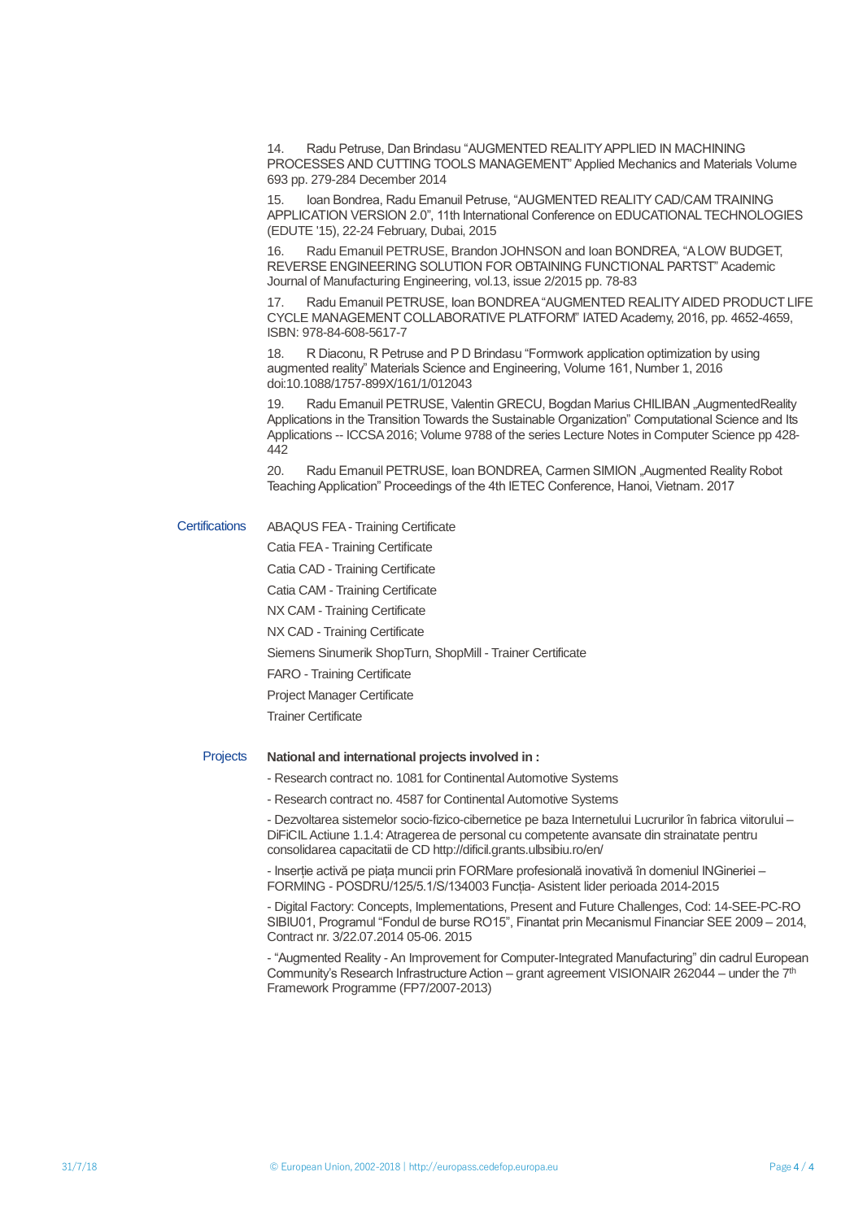14. Radu Petruse, Dan Brindasu "AUGMENTED REALITY APPLIED IN MACHINING PROCESSES AND CUTTING TOOLS MANAGEMENT" Applied Mechanics and Materials Volume 693 pp. 279-284 December 2014

15. Ioan Bondrea, Radu Emanuil Petruse, "AUGMENTED REALITY CAD/CAM TRAINING APPLICATION VERSION 2.0", 11th International Conference on EDUCATIONAL TECHNOLOGIES (EDUTE '15), 22-24 February, Dubai, 2015

16. Radu Emanuil PETRUSE, Brandon JOHNSON and Ioan BONDREA, "A LOW BUDGET, REVERSE ENGINEERING SOLUTION FOR OBTAINING FUNCTIONAL PARTST" Academic Journal of Manufacturing Engineering, vol.13, issue 2/2015 pp. 78-83

17. Radu Emanuil PETRUSE, Ioan BONDREA "AUGMENTED REALITY AIDED PRODUCT LIFE CYCLE MANAGEMENT COLLABORATIVE PLATFORM" IATED Academy, 2016, pp. 4652-4659, ISBN: 978-84-608-5617-7

18. R Diaconu, R Petruse and P D Brindasu "Formwork application optimization by using augmented reality" Materials Science and Engineering, Volume 161, Number 1, 2016 doi:10.1088/1757-899X/161/1/012043

19. Radu Emanuil PETRUSE, Valentin GRECU, Bogdan Marius CHILIBAN „AugmentedReality Applications in the Transition Towards the Sustainable Organization" Computational Science and Its Applications -- ICCSA 2016; Volume 9788 of the series Lecture Notes in Computer Science pp 428-442

20. Radu Emanuil PETRUSE, Ioan BONDREA, Carmen SIMION „Augmented Reality Robot Teaching Application" Proceedings of the 4th IETEC Conference, Hanoi, Vietnam. 2017

## Certifications

ABAQUS FEA - Training Certificate

Catia FEA - Training Certificate

Catia CAD - Training Certificate

Catia CAM - Training Certificate

NX CAM - Training Certificate

NX CAD - Training Certificate

Siemens Sinumerik ShopTurn, ShopMill - Trainer Certificate

FARO - Training Certificate

Project Manager Certificate

Trainer Certificate

## Projects

**National and international projects involved in :**

- Research contract no. 1081 for Continental Automotive Systems

- Research contract no. 4587 for Continental Automotive Systems

- Dezvoltarea sistemelor socio-fizico-cibernetice pe baza Internetului Lucrurilor în fabrica viitorului – DiFiCIL Actiune 1.1.4: Atragerea de personal cu competente avansate din strainatate pentru consolidarea capacitatii de CD http://dificil.grants.ulbsibiu.ro/en/

- Inserție activă pe piața muncii prin FORMare profesională inovativă în domeniul INGineriei – FORMING - POSDRU/125/5.1/S/134003 Funcția- Asistent lider perioada 2014-2015

- Digital Factory: Concepts, Implementations, Present and Future Challenges, Cod: 14-SEE-PC-RO SIBIU01, Programul "Fondul de burse RO15", Finantat prin Mecanismul Financiar SEE 2009 – 2014, Contract nr. 3/22.07.2014 05-06. 2015

- "Augmented Reality - An Improvement for Computer-Integrated Manufacturing" din cadrul European Community's Research Infrastructure Action – grant agreement VISIONAIR 262044 – under the 7th Framework Programme (FP7/2007-2013)